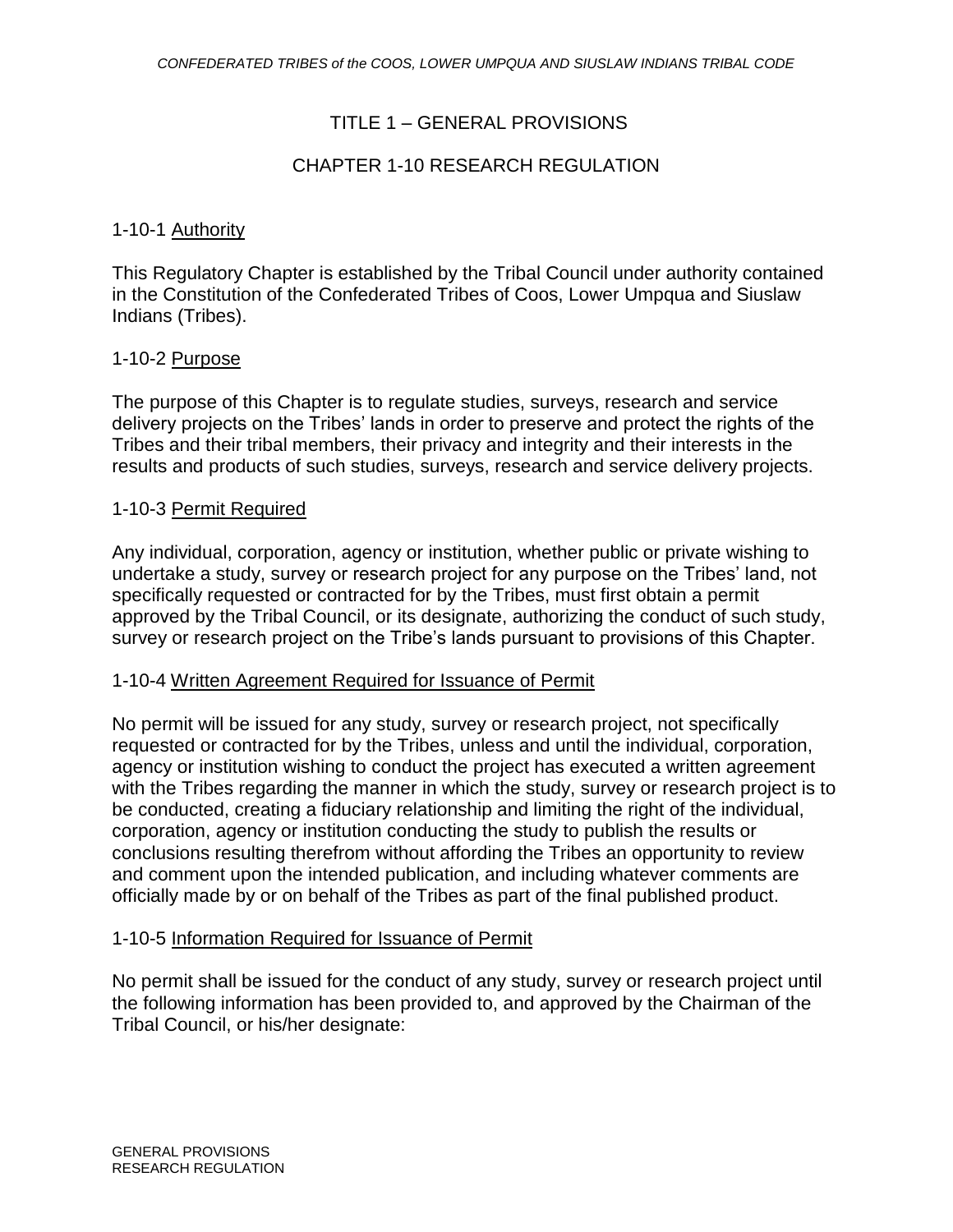# TITLE 1 – GENERAL PROVISIONS

## CHAPTER 1-10 RESEARCH REGULATION

### 1-10-1 Authority

This Regulatory Chapter is established by the Tribal Council under authority contained in the Constitution of the Confederated Tribes of Coos, Lower Umpqua and Siuslaw Indians (Tribes).

### 1-10-2 Purpose

The purpose of this Chapter is to regulate studies, surveys, research and service delivery projects on the Tribes' lands in order to preserve and protect the rights of the Tribes and their tribal members, their privacy and integrity and their interests in the results and products of such studies, surveys, research and service delivery projects.

### 1-10-3 Permit Required

Any individual, corporation, agency or institution, whether public or private wishing to undertake a study, survey or research project for any purpose on the Tribes' land, not specifically requested or contracted for by the Tribes, must first obtain a permit approved by the Tribal Council, or its designate, authorizing the conduct of such study, survey or research project on the Tribe's lands pursuant to provisions of this Chapter.

### 1-10-4 Written Agreement Required for Issuance of Permit

No permit will be issued for any study, survey or research project, not specifically requested or contracted for by the Tribes, unless and until the individual, corporation, agency or institution wishing to conduct the project has executed a written agreement with the Tribes regarding the manner in which the study, survey or research project is to be conducted, creating a fiduciary relationship and limiting the right of the individual, corporation, agency or institution conducting the study to publish the results or conclusions resulting therefrom without affording the Tribes an opportunity to review and comment upon the intended publication, and including whatever comments are officially made by or on behalf of the Tribes as part of the final published product.

### 1-10-5 Information Required for Issuance of Permit

No permit shall be issued for the conduct of any study, survey or research project until the following information has been provided to, and approved by the Chairman of the Tribal Council, or his/her designate: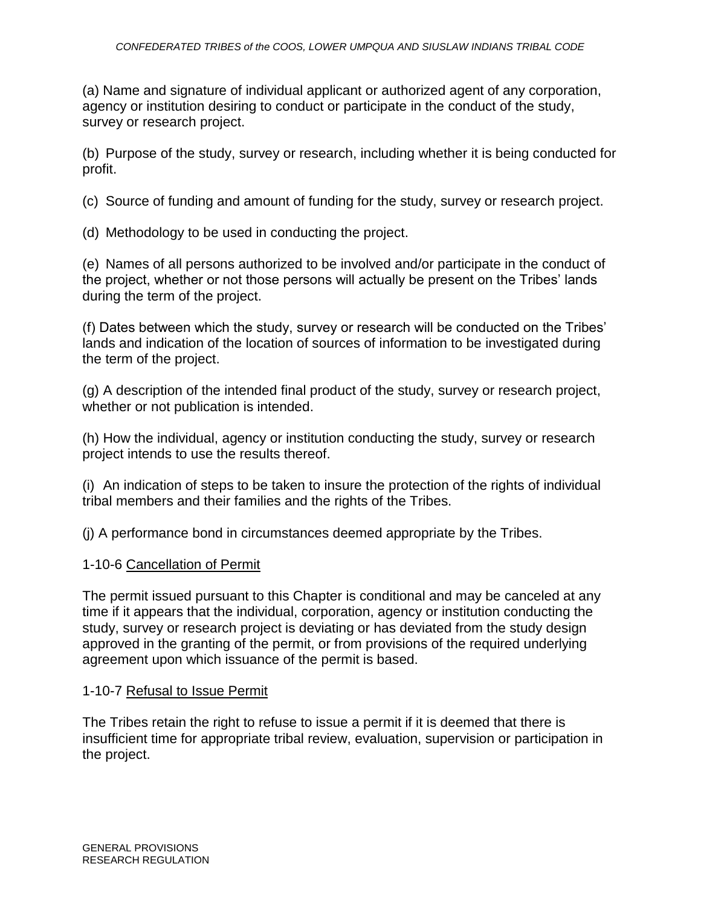(a) Name and signature of individual applicant or authorized agent of any corporation, agency or institution desiring to conduct or participate in the conduct of the study, survey or research project.

(b) Purpose of the study, survey or research, including whether it is being conducted for profit.

(c) Source of funding and amount of funding for the study, survey or research project.

(d) Methodology to be used in conducting the project.

(e) Names of all persons authorized to be involved and/or participate in the conduct of the project, whether or not those persons will actually be present on the Tribes' lands during the term of the project.

(f) Dates between which the study, survey or research will be conducted on the Tribes' lands and indication of the location of sources of information to be investigated during the term of the project.

(g) A description of the intended final product of the study, survey or research project, whether or not publication is intended.

(h) How the individual, agency or institution conducting the study, survey or research project intends to use the results thereof.

(i) An indication of steps to be taken to insure the protection of the rights of individual tribal members and their families and the rights of the Tribes.

(j) A performance bond in circumstances deemed appropriate by the Tribes.

## 1-10-6 Cancellation of Permit

The permit issued pursuant to this Chapter is conditional and may be canceled at any time if it appears that the individual, corporation, agency or institution conducting the study, survey or research project is deviating or has deviated from the study design approved in the granting of the permit, or from provisions of the required underlying agreement upon which issuance of the permit is based.

## 1-10-7 Refusal to Issue Permit

The Tribes retain the right to refuse to issue a permit if it is deemed that there is insufficient time for appropriate tribal review, evaluation, supervision or participation in the project.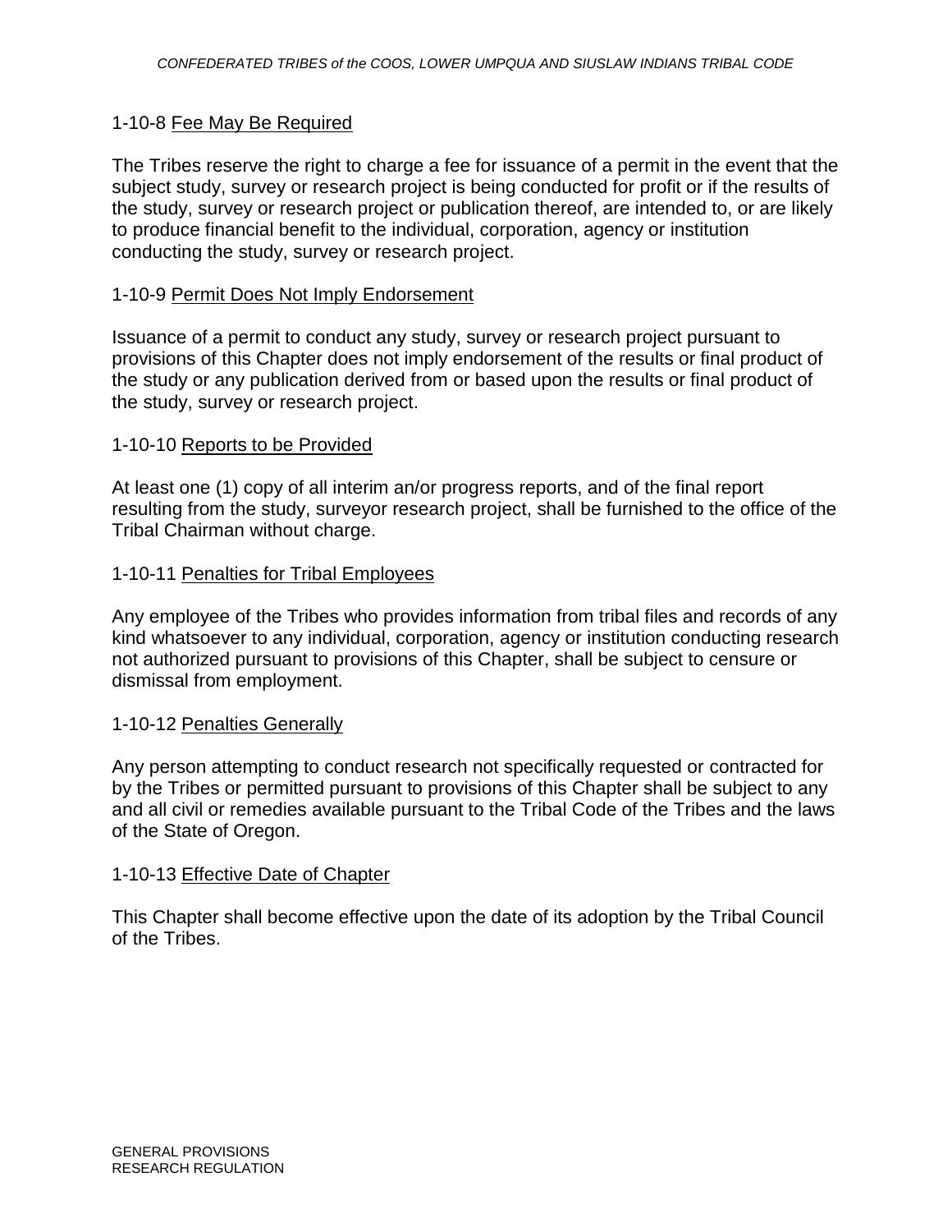1-10-8 Fee May Be Required

The Tribes reserve the right to charge a fee for issuance of a permit in the event that the subject study, survey or research project is being conducted for profit or if the results of the study, survey or research project or publication thereof, are intended to, or are likely to produce financial benefit to the individual, corporation, agency or institution conducting the study, survey or research project.

1-10-9 Permit Does Not Imply Endorsement

Issuance of a permit to conduct any study, survey or research project pursuant to provisions of this Chapter does not imply endorsement of the results or final product of the study or any publication derived from or based upon the results or final product of the study, survey or research project.

1-10-10 Reports to be Provided

At least one (1) copy of all interim an/or progress reports, and of the final report resulting from the study, surveyor research project, shall be furnished to the office of the Tribal Chairman without charge.

1-10-11 Penalties for Tribal Employees

Any employee of the Tribes who provides information from tribal files and records of any kind whatsoever to any individual, corporation, agency or institution conducting research not authorized pursuant to provisions of this Chapter, shall be subject to censure or dismissal from employment.

1-10-12 Penalties Generally

Any person attempting to conduct research not specifically requested or contracted for by the Tribes or permitted pursuant to provisions of this Chapter shall be subject to any and all civil or remedies available pursuant to the Tribal Code of the Tribes and the laws of the State of Oregon.

1-10-13 Effective Date of Chapter

This Chapter shall become effective upon the date of its adoption by the Tribal Council of the Tribes.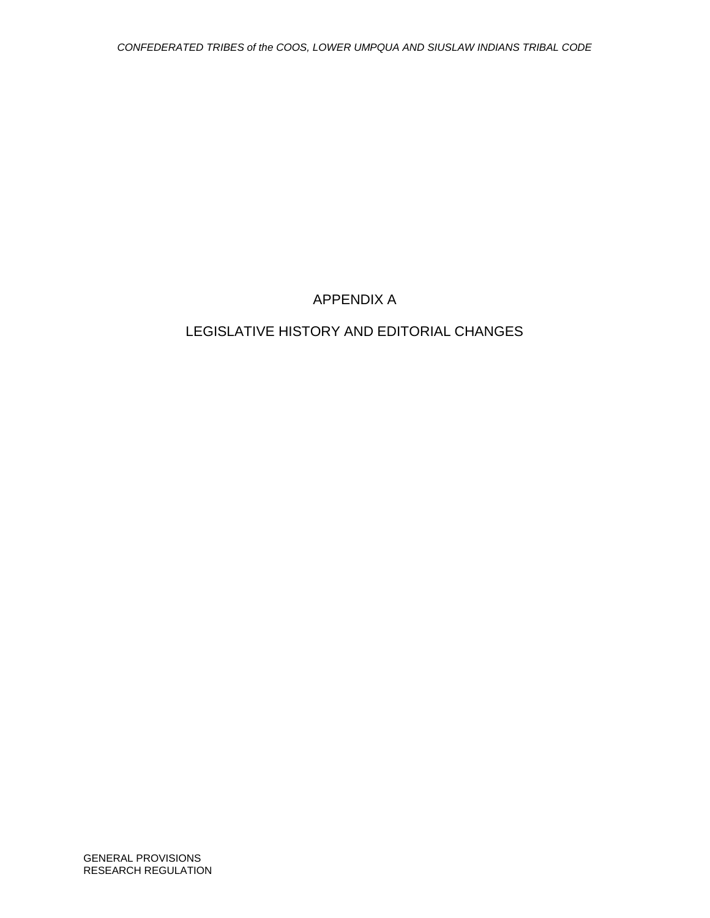# APPENDIX A

# LEGISLATIVE HISTORY AND EDITORIAL CHANGES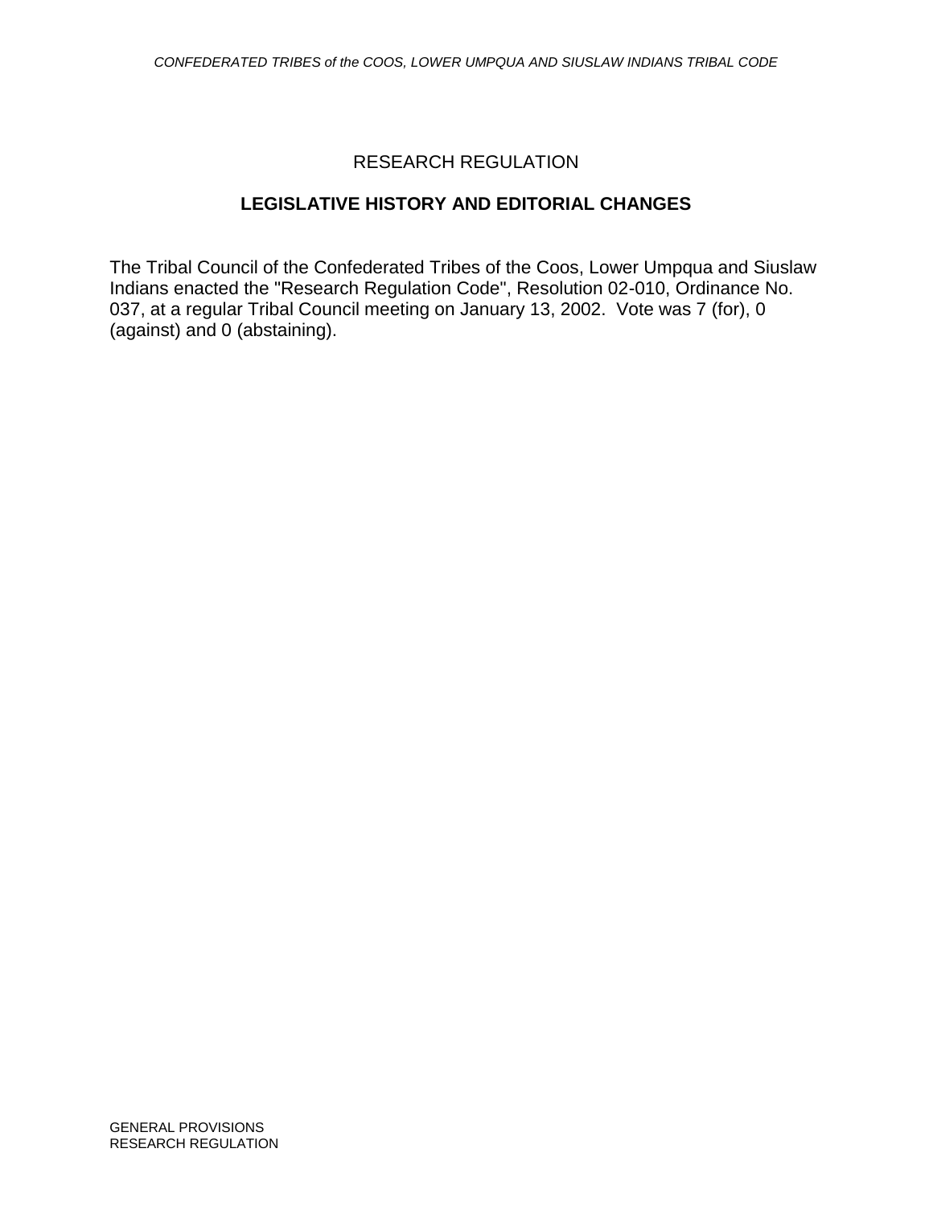# RESEARCH REGULATION

## LEGISLATIVE HISTORY AND EDITORIAL CHANGES

The Tribal Council of the Confederated Tribes of the Coos, Lower Umpqua and Siuslaw Indians enacted the "Research Regulation Code", Resolution 02-010, Ordinance No. 037, at a regular Tribal Council meeting on January 13, 2002. Vote was 7 (for), 0 (against) and 0 (abstaining).